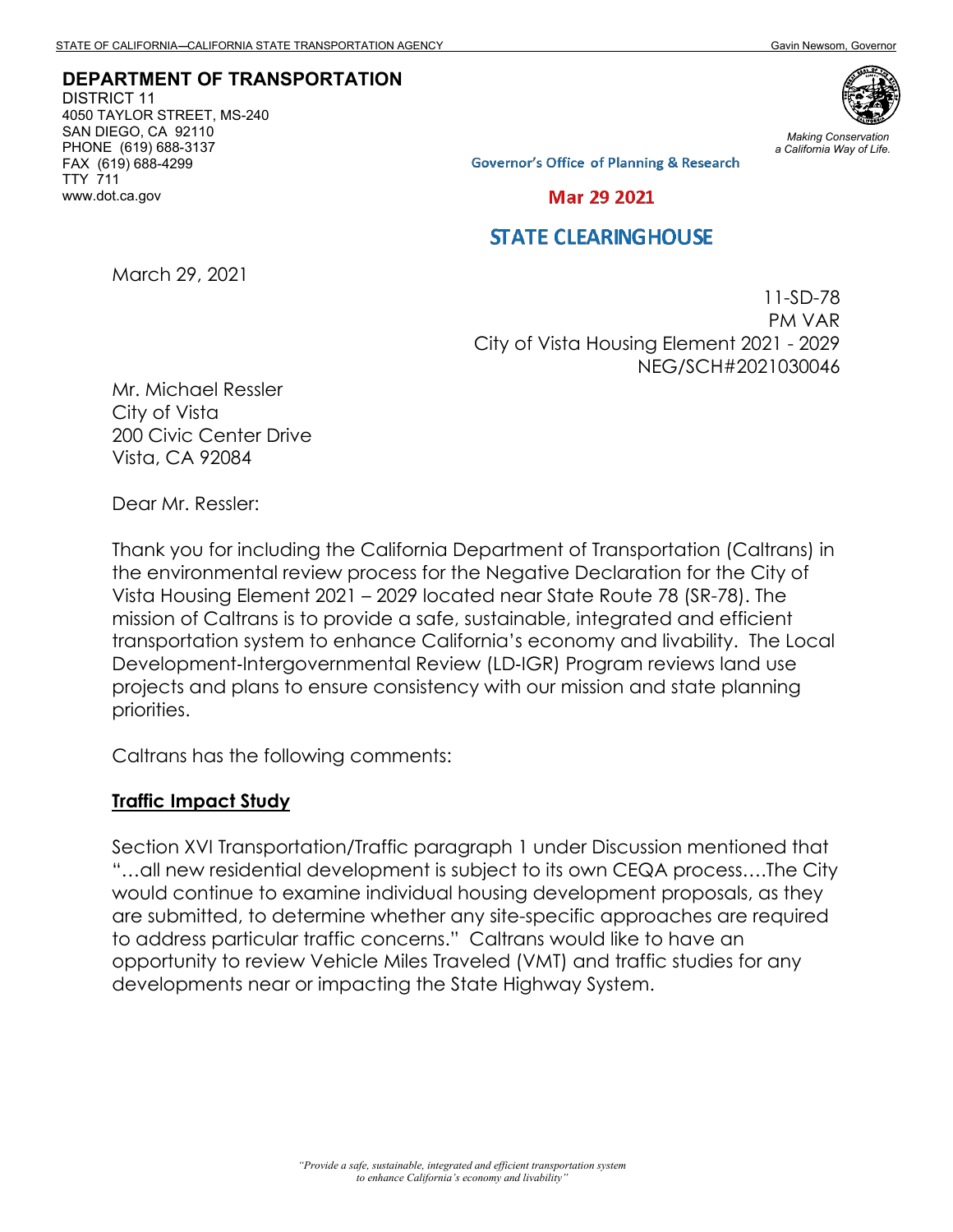STATE OF CALIFORNIA—CALIFORNIA STATE TRANSPORTATION AGENCY Gavin Newsom, Governor

**DEPARTMENT OF TRANSPORTATION**
DISTRICT 11
4050 TAYLOR STREET, MS-240
SAN DIEGO, CA 92110
PHONE (619) 688-3137
FAX (619) 688-4299
TTY 711
www.dot.ca.gov

*Making Conservation a California Way of Life.*

Governor's Office of Planning & Research

Mar 29 2021

STATE CLEARINGHOUSE

March 29, 2021

11-SD-78
PM VAR
City of Vista Housing Element 2021 - 2029
NEG/SCH#2021030046

Mr. Michael Ressler
City of Vista
200 Civic Center Drive
Vista, CA 92084

Dear Mr. Ressler:

Thank you for including the California Department of Transportation (Caltrans) in the environmental review process for the Negative Declaration for the City of Vista Housing Element 2021 – 2029 located near State Route 78 (SR-78). The mission of Caltrans is to provide a safe, sustainable, integrated and efficient transportation system to enhance California's economy and livability. The Local Development-Intergovernmental Review (LD-IGR) Program reviews land use projects and plans to ensure consistency with our mission and state planning priorities.

Caltrans has the following comments:

**Traffic Impact Study**

Section XVI Transportation/Traffic paragraph 1 under Discussion mentioned that "…all new residential development is subject to its own CEQA process….The City would continue to examine individual housing development proposals, as they are submitted, to determine whether any site-specific approaches are required to address particular traffic concerns." Caltrans would like to have an opportunity to review Vehicle Miles Traveled (VMT) and traffic studies for any developments near or impacting the State Highway System.

*"Provide a safe, sustainable, integrated and efficient transportation system to enhance California's economy and livability"*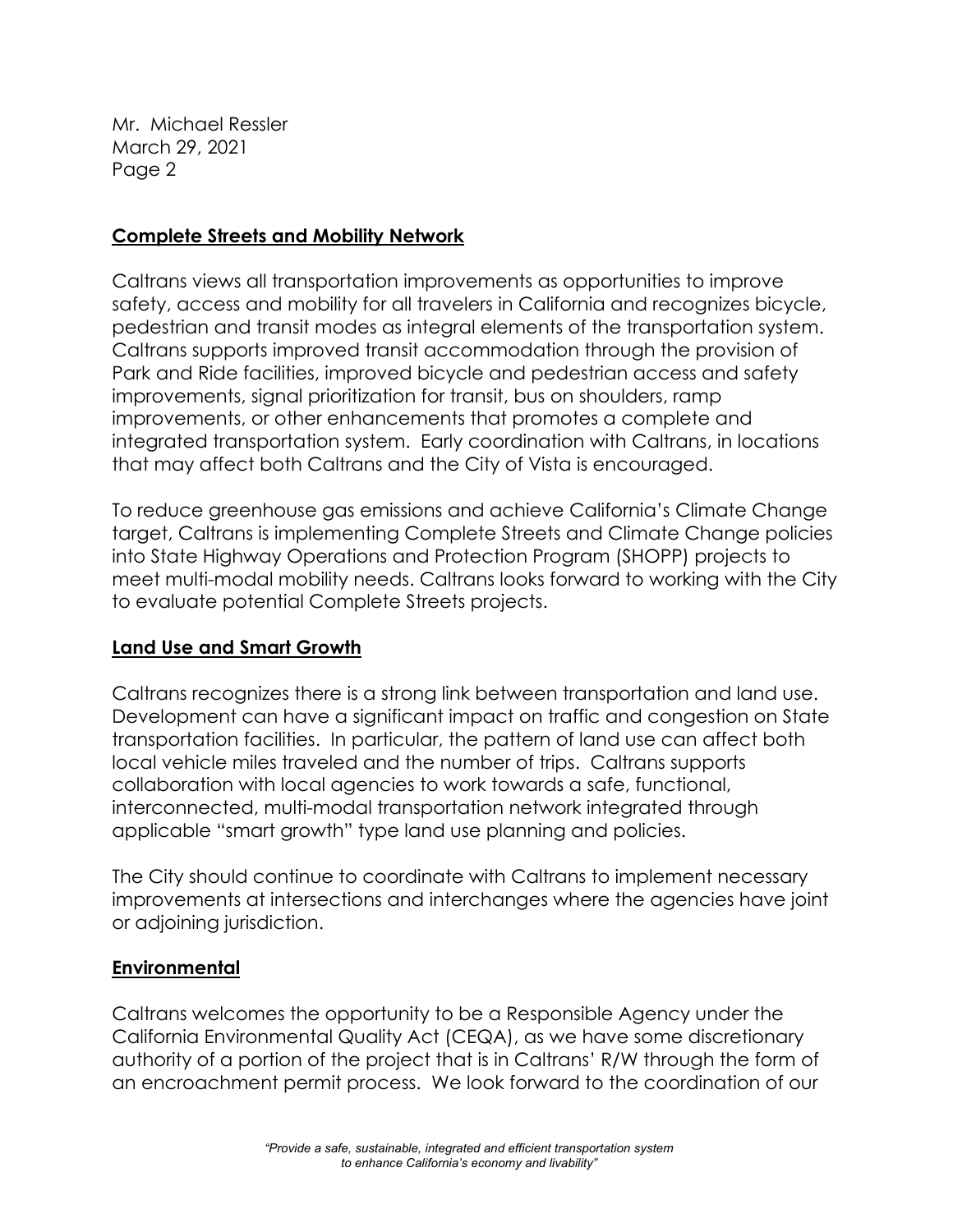## Complete Streets and Mobility Network

Caltrans views all transportation improvements as opportunities to improve safety, access and mobility for all travelers in California and recognizes bicycle, pedestrian and transit modes as integral elements of the transportation system. Caltrans supports improved transit accommodation through the provision of Park and Ride facilities, improved bicycle and pedestrian access and safety improvements, signal prioritization for transit, bus on shoulders, ramp improvements, or other enhancements that promotes a complete and integrated transportation system. Early coordination with Caltrans, in locations that may affect both Caltrans and the City of Vista is encouraged.

To reduce greenhouse gas emissions and achieve California's Climate Change target, Caltrans is implementing Complete Streets and Climate Change policies into State Highway Operations and Protection Program (SHOPP) projects to meet multi-modal mobility needs. Caltrans looks forward to working with the City to evaluate potential Complete Streets projects.

## Land Use and Smart Growth

Caltrans recognizes there is a strong link between transportation and land use. Development can have a significant impact on traffic and congestion on State transportation facilities. In particular, the pattern of land use can affect both local vehicle miles traveled and the number of trips. Caltrans supports collaboration with local agencies to work towards a safe, functional, interconnected, multi-modal transportation network integrated through applicable "smart growth" type land use planning and policies.

The City should continue to coordinate with Caltrans to implement necessary improvements at intersections and interchanges where the agencies have joint or adjoining jurisdiction.

## Environmental

Caltrans welcomes the opportunity to be a Responsible Agency under the California Environmental Quality Act (CEQA), as we have some discretionary authority of a portion of the project that is in Caltrans' R/W through the form of an encroachment permit process. We look forward to the coordination of our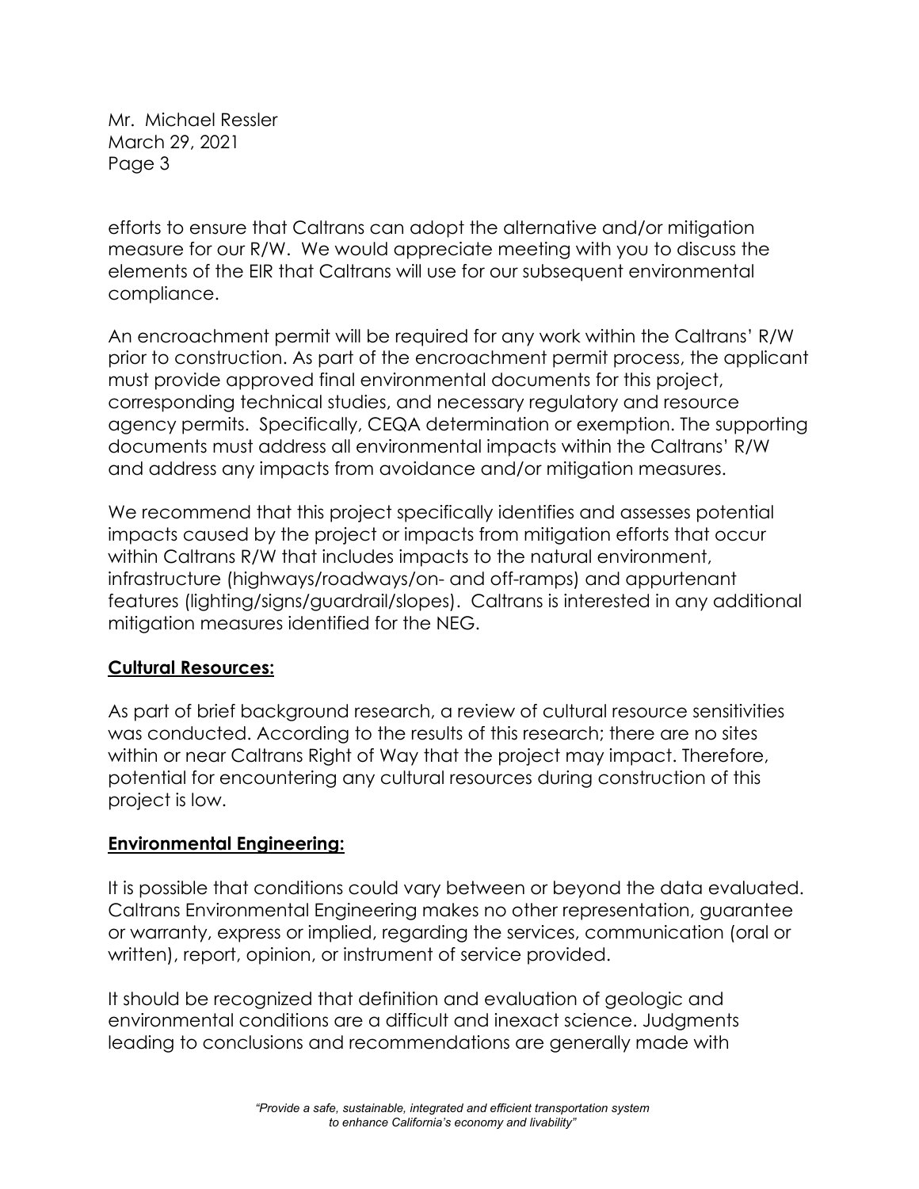efforts to ensure that Caltrans can adopt the alternative and/or mitigation measure for our R/W. We would appreciate meeting with you to discuss the elements of the EIR that Caltrans will use for our subsequent environmental compliance.

An encroachment permit will be required for any work within the Caltrans' R/W prior to construction. As part of the encroachment permit process, the applicant must provide approved final environmental documents for this project, corresponding technical studies, and necessary regulatory and resource agency permits. Specifically, CEQA determination or exemption. The supporting documents must address all environmental impacts within the Caltrans' R/W and address any impacts from avoidance and/or mitigation measures.

We recommend that this project specifically identifies and assesses potential impacts caused by the project or impacts from mitigation efforts that occur within Caltrans R/W that includes impacts to the natural environment, infrastructure (highways/roadways/on- and off-ramps) and appurtenant features (lighting/signs/guardrail/slopes). Caltrans is interested in any additional mitigation measures identified for the NEG.

**Cultural Resources:**

As part of brief background research, a review of cultural resource sensitivities was conducted. According to the results of this research; there are no sites within or near Caltrans Right of Way that the project may impact. Therefore, potential for encountering any cultural resources during construction of this project is low.

**Environmental Engineering:**

It is possible that conditions could vary between or beyond the data evaluated. Caltrans Environmental Engineering makes no other representation, guarantee or warranty, express or implied, regarding the services, communication (oral or written), report, opinion, or instrument of service provided.

It should be recognized that definition and evaluation of geologic and environmental conditions are a difficult and inexact science. Judgments leading to conclusions and recommendations are generally made with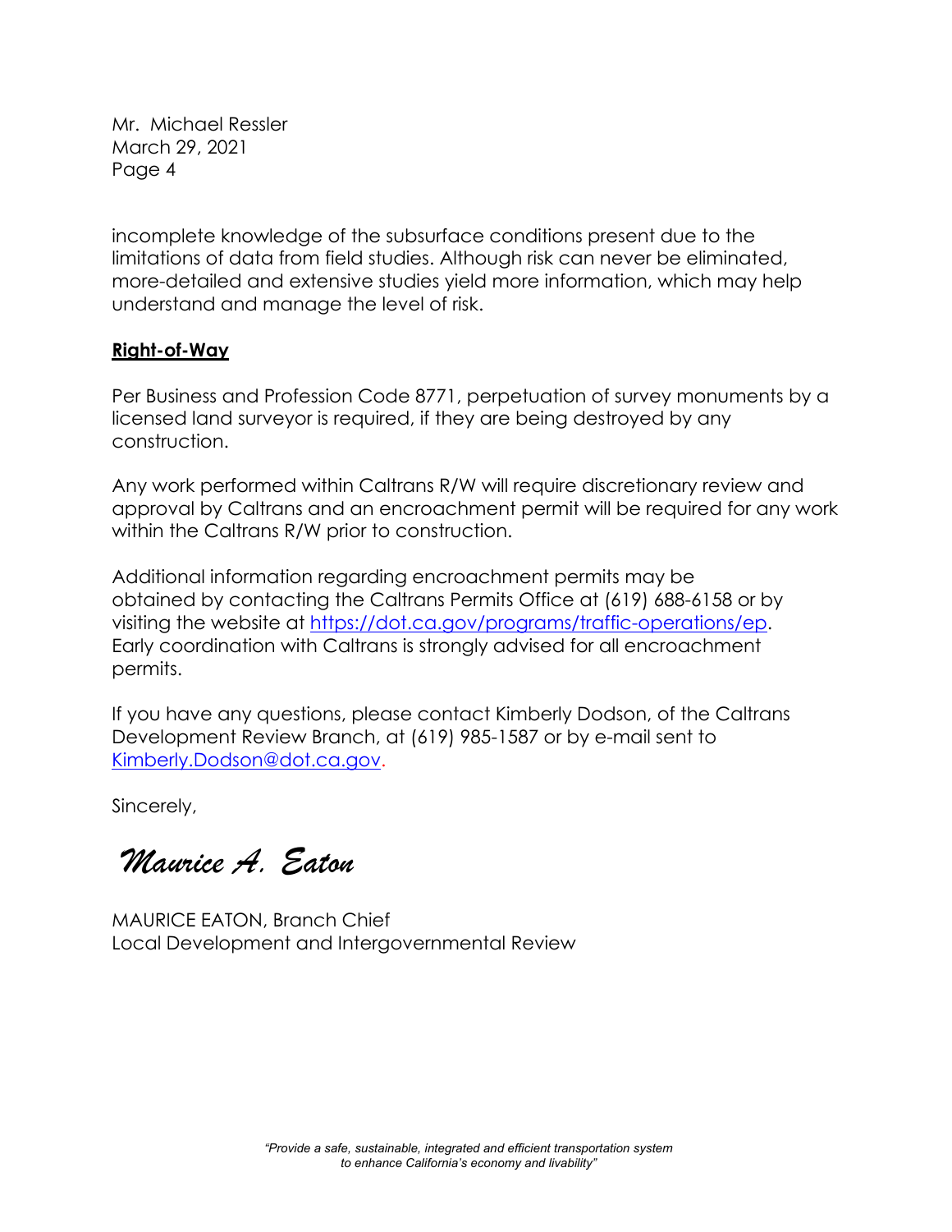incomplete knowledge of the subsurface conditions present due to the limitations of data from field studies. Although risk can never be eliminated, more-detailed and extensive studies yield more information, which may help understand and manage the level of risk.

**Right-of-Way**

Per Business and Profession Code 8771, perpetuation of survey monuments by a licensed land surveyor is required, if they are being destroyed by any construction.

Any work performed within Caltrans R/W will require discretionary review and approval by Caltrans and an encroachment permit will be required for any work within the Caltrans R/W prior to construction.

Additional information regarding encroachment permits may be obtained by contacting the Caltrans Permits Office at (619) 688-6158 or by visiting the website at https://dot.ca.gov/programs/traffic-operations/ep. Early coordination with Caltrans is strongly advised for all encroachment permits.

If you have any questions, please contact Kimberly Dodson, of the Caltrans Development Review Branch, at (619) 985-1587 or by e-mail sent to Kimberly.Dodson@dot.ca.gov.

Sincerely,

*Maurice A. Eaton*

MAURICE EATON, Branch Chief
Local Development and Intergovernmental Review